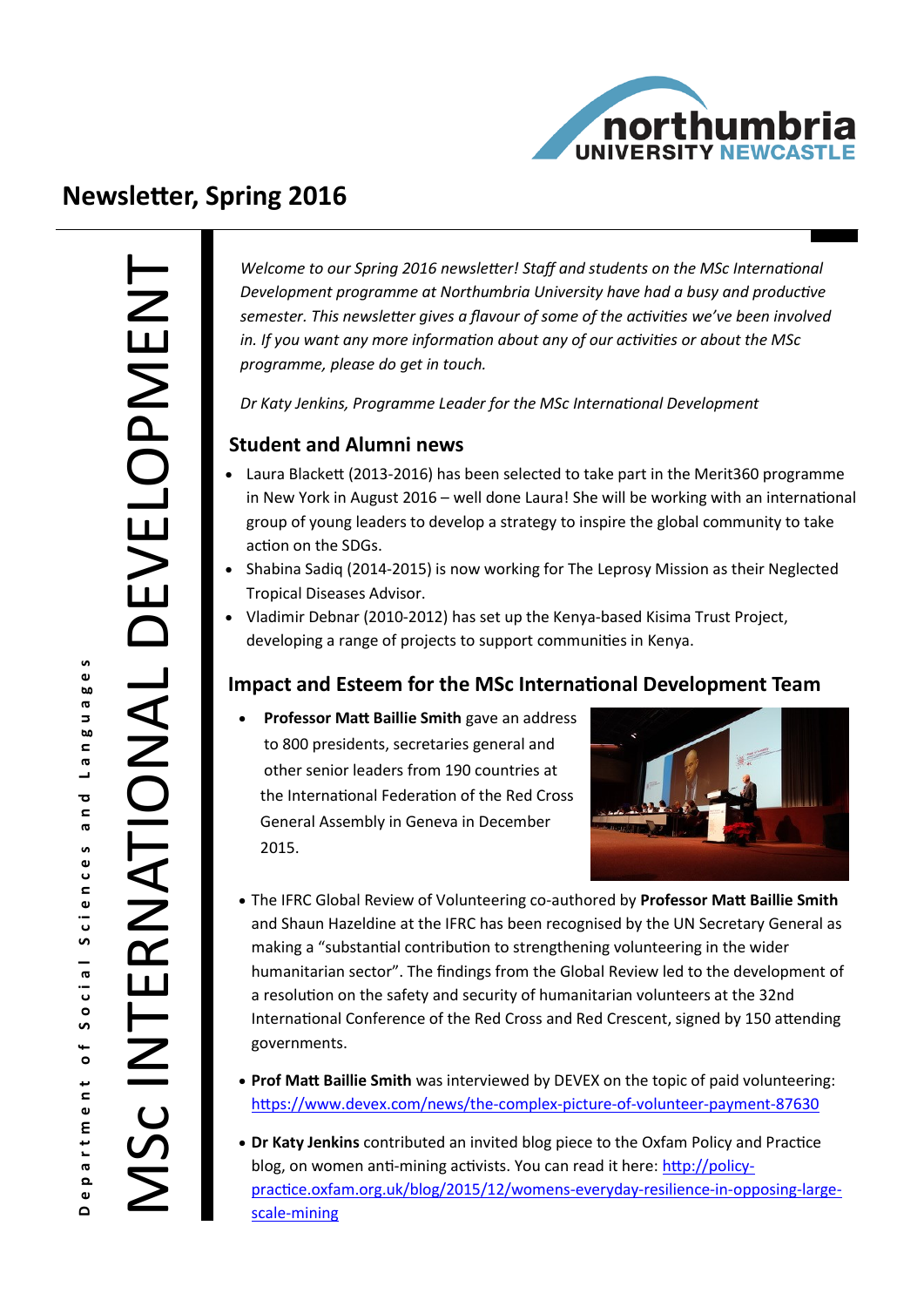# Newsletter, Spring 2016

MSc INTERNATIONAL DEVELOPMENT

Department of Social Sciences and Languages

*Welcome to our Spring 2016 newsletter! Staff and students on the MSc International Development programme at Northumbria University have had a busy and productive semester. This newsletter gives a flavour of some of the activities we've been involved in. If you want any more information about any of our activities or about the MSc programme, please do get in touch.*

*Dr Katy Jenkins, Programme Leader for the MSc International Development*

## Student and Alumni news

- Laura Blackett (2013-2016) has been selected to take part in the Merit360 programme in New York in August 2016 – well done Laura! She will be working with an international group of young leaders to develop a strategy to inspire the global community to take action on the SDGs.
- Shabina Sadiq (2014-2015) is now working for The Leprosy Mission as their Neglected Tropical Diseases Advisor.
- Vladimir Debnar (2010-2012) has set up the Kenya-based Kisima Trust Project, developing a range of projects to support communities in Kenya.

## Impact and Esteem for the MSc International Development Team

- **Professor Matt Baillie Smith** gave an address to 800 presidents, secretaries general and other senior leaders from 190 countries at the International Federation of the Red Cross General Assembly in Geneva in December 2015.
- The IFRC Global Review of Volunteering co-authored by **Professor Matt Baillie Smith** and Shaun Hazeldine at the IFRC has been recognised by the UN Secretary General as making a "substantial contribution to strengthening volunteering in the wider humanitarian sector". The findings from the Global Review led to the development of a resolution on the safety and security of humanitarian volunteers at the 32nd International Conference of the Red Cross and Red Crescent, signed by 150 attending governments.
- **Prof Matt Baillie Smith** was interviewed by DEVEX on the topic of paid volunteering: https://www.devex.com/news/the-complex-picture-of-volunteer-payment-87630
- **Dr Katy Jenkins** contributed an invited blog piece to the Oxfam Policy and Practice blog, on women anti-mining activists. You can read it here: http://policy-practice.oxfam.org.uk/blog/2015/12/womens-everyday-resilience-in-opposing-large-scale-mining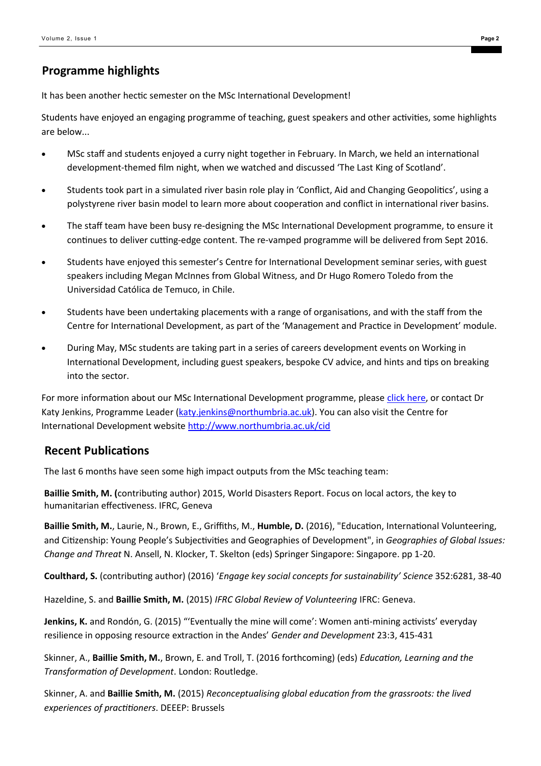## Programme highlights

It has been another hectic semester on the MSc International Development!

Students have enjoyed an engaging programme of teaching, guest speakers and other activities, some highlights are below...

- MSc staff and students enjoyed a curry night together in February. In March, we held an international development-themed film night, when we watched and discussed 'The Last King of Scotland'.
- Students took part in a simulated river basin role play in 'Conflict, Aid and Changing Geopolitics', using a polystyrene river basin model to learn more about cooperation and conflict in international river basins.
- The staff team have been busy re-designing the MSc International Development programme, to ensure it continues to deliver cutting-edge content. The re-vamped programme will be delivered from Sept 2016.
- Students have enjoyed this semester's Centre for International Development seminar series, with guest speakers including Megan McInnes from Global Witness, and Dr Hugo Romero Toledo from the Universidad Católica de Temuco, in Chile.
- Students have been undertaking placements with a range of organisations, and with the staff from the Centre for International Development, as part of the 'Management and Practice in Development' module.
- During May, MSc students are taking part in a series of careers development events on Working in International Development, including guest speakers, bespoke CV advice, and hints and tips on breaking into the sector.

For more information about our MSc International Development programme, please click here, or contact Dr Katy Jenkins, Programme Leader (katy.jenkins@northumbria.ac.uk). You can also visit the Centre for International Development website http://www.northumbria.ac.uk/cid

## Recent Publications

The last 6 months have seen some high impact outputs from the MSc teaching team:

**Baillie Smith, M. (**contributing author) 2015, World Disasters Report. Focus on local actors, the key to humanitarian effectiveness. IFRC, Geneva

**Baillie Smith, M.**, Laurie, N., Brown, E., Griffiths, M., **Humble, D.** (2016), "Education, International Volunteering, and Citizenship: Young People's Subjectivities and Geographies of Development", in *Geographies of Global Issues: Change and Threat* N. Ansell, N. Klocker, T. Skelton (eds) Springer Singapore: Singapore. pp 1-20.

**Coulthard, S.** (contributing author) (2016) '*Engage key social concepts for sustainability' Science* 352:6281, 38-40

Hazeldine, S. and **Baillie Smith, M.** (2015) *IFRC Global Review of Volunteering* IFRC: Geneva.

**Jenkins, K.** and Rondón, G. (2015) "'Eventually the mine will come': Women anti-mining activists' everyday resilience in opposing resource extraction in the Andes' *Gender and Development* 23:3, 415-431

Skinner, A., **Baillie Smith, M.**, Brown, E. and Troll, T. (2016 forthcoming) (eds) *Education, Learning and the Transformation of Development*. London: Routledge.

Skinner, A. and **Baillie Smith, M.** (2015) *Reconceptualising global education from the grassroots: the lived experiences of practitioners*. DEEEP: Brussels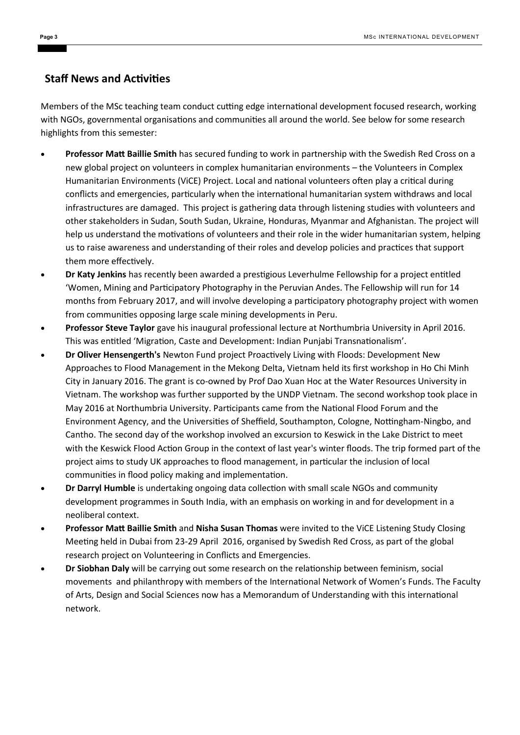## Staff News and Activities

Members of the MSc teaching team conduct cutting edge international development focused research, working with NGOs, governmental organisations and communities all around the world. See below for some research highlights from this semester:

- **Professor Matt Baillie Smith** has secured funding to work in partnership with the Swedish Red Cross on a new global project on volunteers in complex humanitarian environments – the Volunteers in Complex Humanitarian Environments (ViCE) Project. Local and national volunteers often play a critical during conflicts and emergencies, particularly when the international humanitarian system withdraws and local infrastructures are damaged. This project is gathering data through listening studies with volunteers and other stakeholders in Sudan, South Sudan, Ukraine, Honduras, Myanmar and Afghanistan. The project will help us understand the motivations of volunteers and their role in the wider humanitarian system, helping us to raise awareness and understanding of their roles and develop policies and practices that support them more effectively.
- **Dr Katy Jenkins** has recently been awarded a prestigious Leverhulme Fellowship for a project entitled 'Women, Mining and Participatory Photography in the Peruvian Andes. The Fellowship will run for 14 months from February 2017, and will involve developing a participatory photography project with women from communities opposing large scale mining developments in Peru.
- **Professor Steve Taylor** gave his inaugural professional lecture at Northumbria University in April 2016. This was entitled 'Migration, Caste and Development: Indian Punjabi Transnationalism'.
- **Dr Oliver Hensengerth's** Newton Fund project Proactively Living with Floods: Development New Approaches to Flood Management in the Mekong Delta, Vietnam held its first workshop in Ho Chi Minh City in January 2016. The grant is co-owned by Prof Dao Xuan Hoc at the Water Resources University in Vietnam. The workshop was further supported by the UNDP Vietnam. The second workshop took place in May 2016 at Northumbria University. Participants came from the National Flood Forum and the Environment Agency, and the Universities of Sheffield, Southampton, Cologne, Nottingham-Ningbo, and Cantho. The second day of the workshop involved an excursion to Keswick in the Lake District to meet with the Keswick Flood Action Group in the context of last year's winter floods. The trip formed part of the project aims to study UK approaches to flood management, in particular the inclusion of local communities in flood policy making and implementation.
- **Dr Darryl Humble** is undertaking ongoing data collection with small scale NGOs and community development programmes in South India, with an emphasis on working in and for development in a neoliberal context.
- **Professor Matt Baillie Smith** and **Nisha Susan Thomas** were invited to the ViCE Listening Study Closing Meeting held in Dubai from 23-29 April 2016, organised by Swedish Red Cross, as part of the global research project on Volunteering in Conflicts and Emergencies.
- **Dr Siobhan Daly** will be carrying out some research on the relationship between feminism, social movements and philanthropy with members of the International Network of Women's Funds. The Faculty of Arts, Design and Social Sciences now has a Memorandum of Understanding with this international network.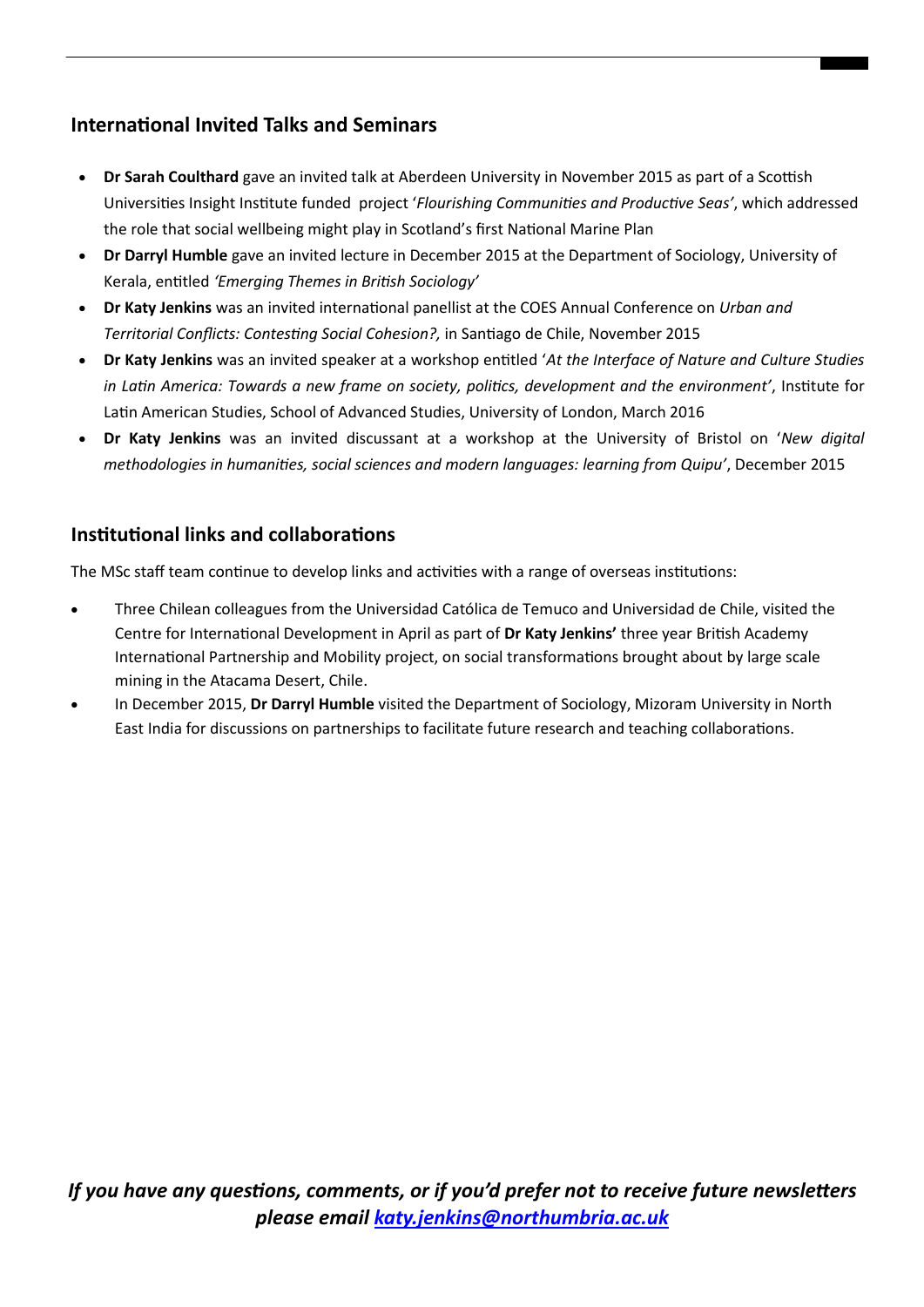## International Invited Talks and Seminars

- **Dr Sarah Coulthard** gave an invited talk at Aberdeen University in November 2015 as part of a Scottish Universities Insight Institute funded project '*Flourishing Communities and Productive Seas'*, which addressed the role that social wellbeing might play in Scotland's first National Marine Plan
- **Dr Darryl Humble** gave an invited lecture in December 2015 at the Department of Sociology, University of Kerala, entitled *'Emerging Themes in British Sociology'*
- **Dr Katy Jenkins** was an invited international panellist at the COES Annual Conference on *Urban and Territorial Conflicts: Contesting Social Cohesion?,* in Santiago de Chile, November 2015
- **Dr Katy Jenkins** was an invited speaker at a workshop entitled '*At the Interface of Nature and Culture Studies in Latin America: Towards a new frame on society, politics, development and the environment'*, Institute for Latin American Studies, School of Advanced Studies, University of London, March 2016
- **Dr Katy Jenkins** was an invited discussant at a workshop at the University of Bristol on '*New digital methodologies in humanities, social sciences and modern languages: learning from Quipu'*, December 2015

## Institutional links and collaborations

The MSc staff team continue to develop links and activities with a range of overseas institutions:

- Three Chilean colleagues from the Universidad Católica de Temuco and Universidad de Chile, visited the Centre for International Development in April as part of **Dr Katy Jenkins'** three year British Academy International Partnership and Mobility project, on social transformations brought about by large scale mining in the Atacama Desert, Chile.
- In December 2015, **Dr Darryl Humble** visited the Department of Sociology, Mizoram University in North East India for discussions on partnerships to facilitate future research and teaching collaborations.

***If you have any questions, comments, or if you'd prefer not to receive future newsletters please email [katy.jenkins@northumbria.ac.uk](mailto:katy.jenkins@northumbria.ac.uk)***